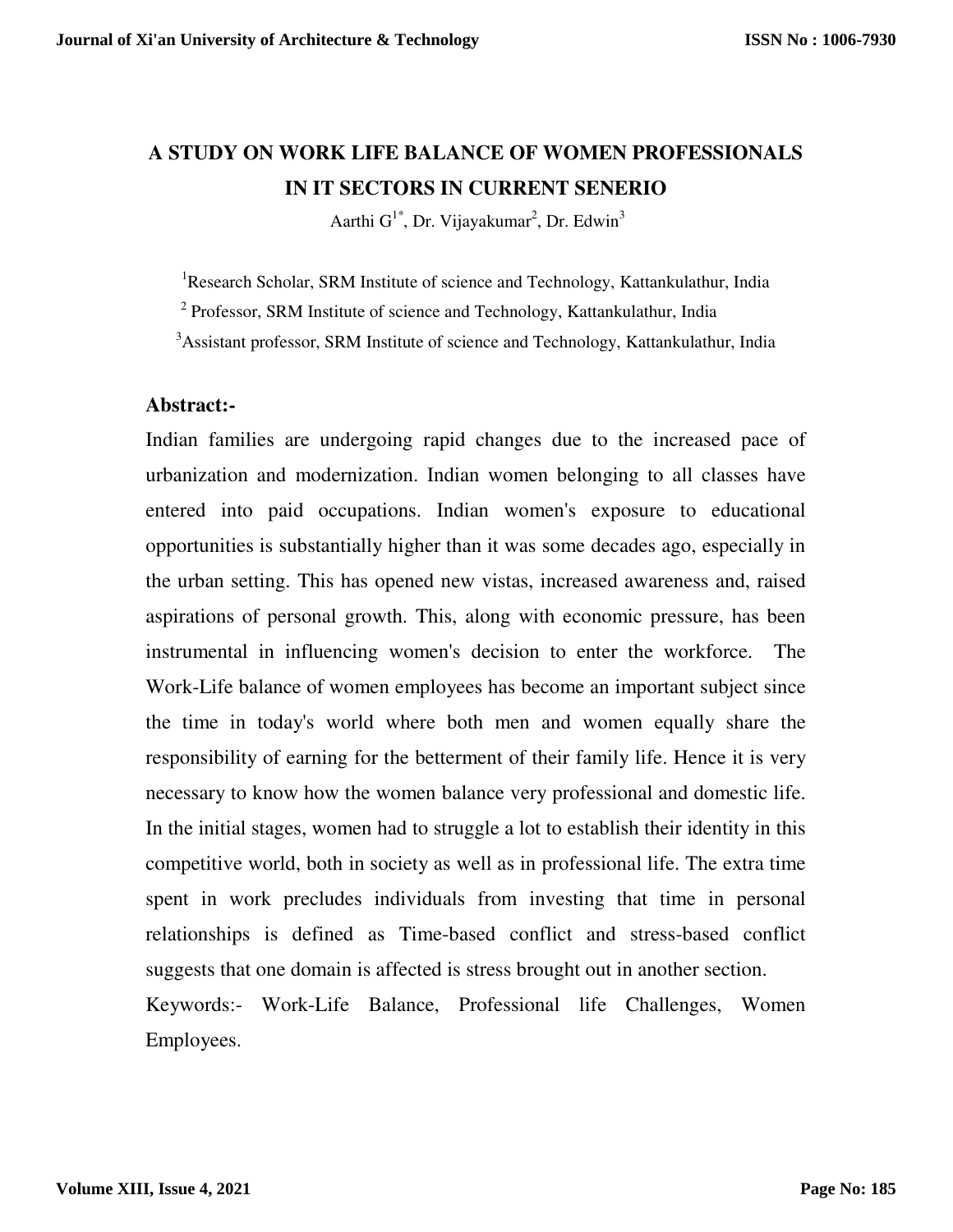# A STUDY ON WORK LIFE BALANCE OF WOMEN PROFESSIONALS IN IT SECTORS IN CURRENT SENERIO

Aarthi G[1*], Dr. Vijayakumar[2], Dr. Edwin[3]

[1]Research Scholar, SRM Institute of science and Technology, Kattankulathur, India

[2] Professor, SRM Institute of science and Technology, Kattankulathur, India

[3]Assistant professor, SRM Institute of science and Technology, Kattankulathur, India

## Abstract:-

Indian families are undergoing rapid changes due to the increased pace of urbanization and modernization. Indian women belonging to all classes have entered into paid occupations. Indian women's exposure to educational opportunities is substantially higher than it was some decades ago, especially in the urban setting. This has opened new vistas, increased awareness and, raised aspirations of personal growth. This, along with economic pressure, has been instrumental in influencing women's decision to enter the workforce. The Work-Life balance of women employees has become an important subject since the time in today's world where both men and women equally share the responsibility of earning for the betterment of their family life. Hence it is very necessary to know how the women balance very professional and domestic life. In the initial stages, women had to struggle a lot to establish their identity in this competitive world, both in society as well as in professional life. The extra time spent in work precludes individuals from investing that time in personal relationships is defined as Time-based conflict and stress-based conflict suggests that one domain is affected is stress brought out in another section.

Keywords:- Work-Life Balance, Professional life Challenges, Women Employees.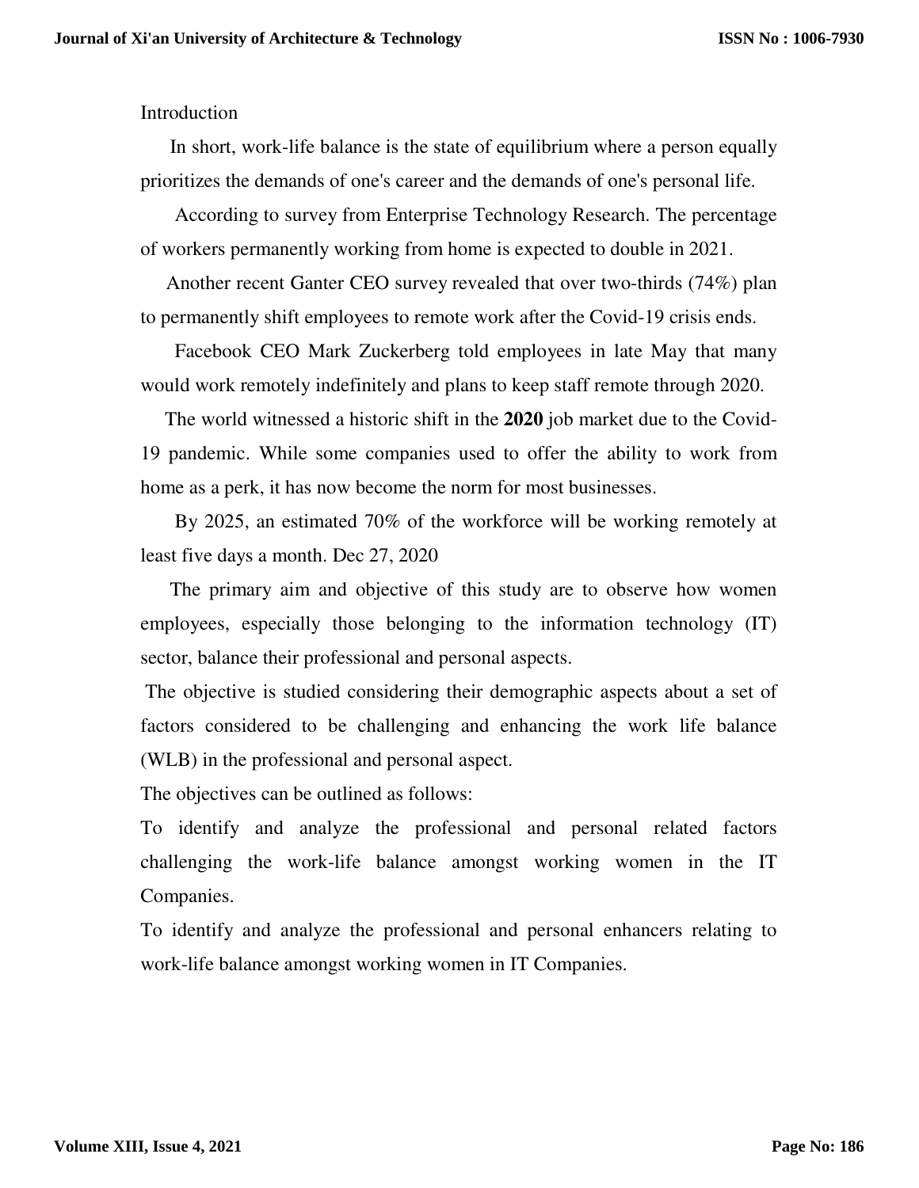# Introduction

In short, work-life balance is the state of equilibrium where a person equally prioritizes the demands of one's career and the demands of one's personal life.

According to survey from Enterprise Technology Research. The percentage of workers permanently working from home is expected to double in 2021.

Another recent Ganter CEO survey revealed that over two-thirds (74%) plan to permanently shift employees to remote work after the Covid-19 crisis ends.

Facebook CEO Mark Zuckerberg told employees in late May that many would work remotely indefinitely and plans to keep staff remote through 2020.

The world witnessed a historic shift in the **2020** job market due to the Covid-19 pandemic. While some companies used to offer the ability to work from home as a perk, it has now become the norm for most businesses.

By 2025, an estimated 70% of the workforce will be working remotely at least five days a month. Dec 27, 2020

The primary aim and objective of this study are to observe how women employees, especially those belonging to the information technology (IT) sector, balance their professional and personal aspects.

The objective is studied considering their demographic aspects about a set of factors considered to be challenging and enhancing the work life balance (WLB) in the professional and personal aspect.

The objectives can be outlined as follows:

To identify and analyze the professional and personal related factors challenging the work-life balance amongst working women in the IT Companies.

To identify and analyze the professional and personal enhancers relating to work-life balance amongst working women in IT Companies.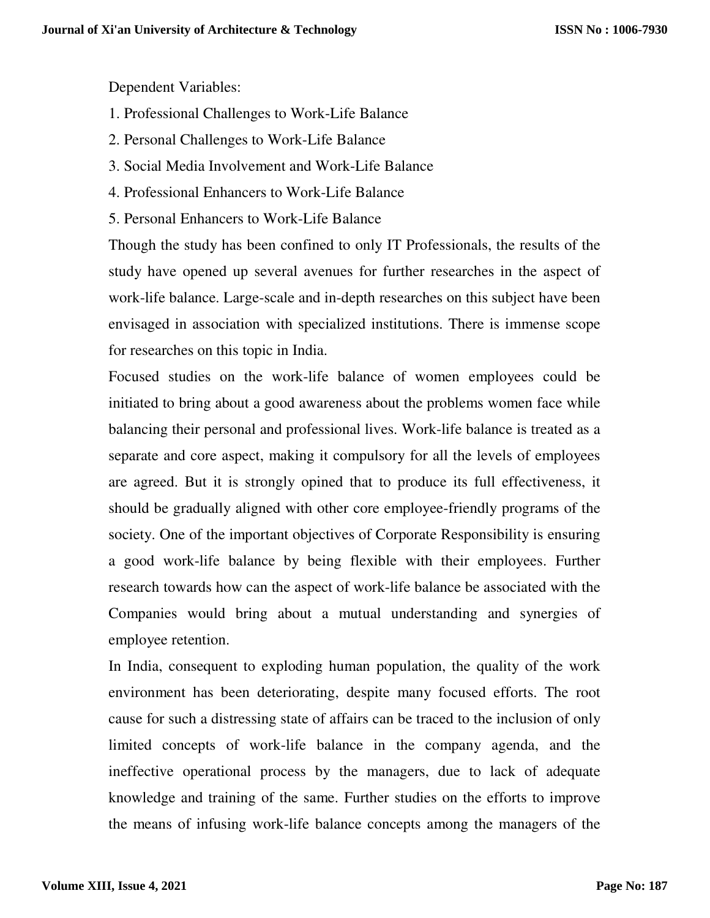Dependent Variables:

1. Professional Challenges to Work-Life Balance
2. Personal Challenges to Work-Life Balance
3. Social Media Involvement and Work-Life Balance
4. Professional Enhancers to Work-Life Balance
5. Personal Enhancers to Work-Life Balance

Though the study has been confined to only IT Professionals, the results of the study have opened up several avenues for further researches in the aspect of work-life balance. Large-scale and in-depth researches on this subject have been envisaged in association with specialized institutions. There is immense scope for researches on this topic in India.

Focused studies on the work-life balance of women employees could be initiated to bring about a good awareness about the problems women face while balancing their personal and professional lives. Work-life balance is treated as a separate and core aspect, making it compulsory for all the levels of employees are agreed. But it is strongly opined that to produce its full effectiveness, it should be gradually aligned with other core employee-friendly programs of the society. One of the important objectives of Corporate Responsibility is ensuring a good work-life balance by being flexible with their employees. Further research towards how can the aspect of work-life balance be associated with the Companies would bring about a mutual understanding and synergies of employee retention.

In India, consequent to exploding human population, the quality of the work environment has been deteriorating, despite many focused efforts. The root cause for such a distressing state of affairs can be traced to the inclusion of only limited concepts of work-life balance in the company agenda, and the ineffective operational process by the managers, due to lack of adequate knowledge and training of the same. Further studies on the efforts to improve the means of infusing work-life balance concepts among the managers of the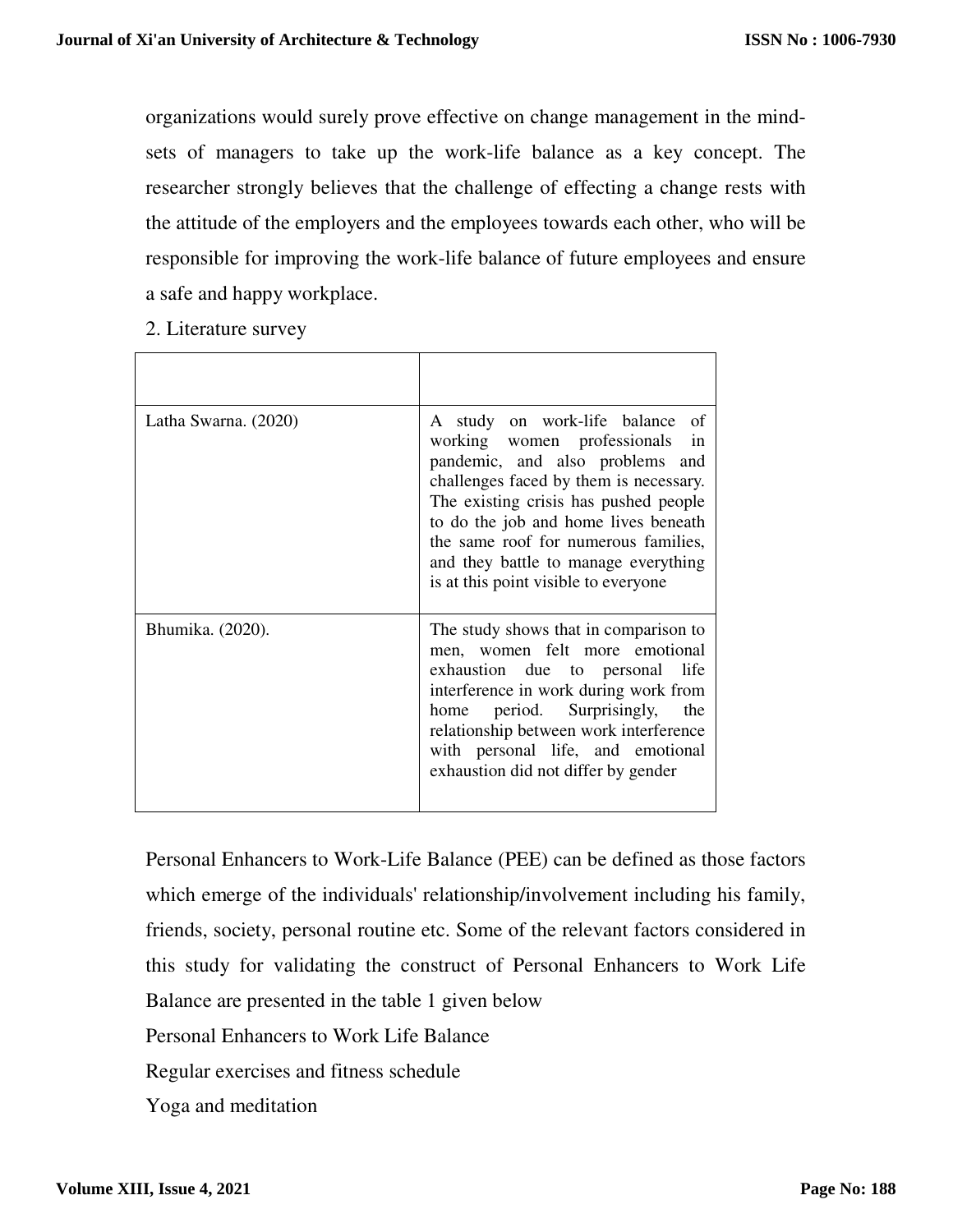organizations would surely prove effective on change management in the mind-sets of managers to take up the work-life balance as a key concept. The researcher strongly believes that the challenge of effecting a change rests with the attitude of the employers and the employees towards each other, who will be responsible for improving the work-life balance of future employees and ensure a safe and happy workplace.

## 2. Literature survey

| | |
|---|---|
| Latha Swarna. (2020) | A study on work-life balance of working women professionals in pandemic, and also problems and challenges faced by them is necessary. The existing crisis has pushed people to do the job and home lives beneath the same roof for numerous families, and they battle to manage everything is at this point visible to everyone |
| Bhumika. (2020). | The study shows that in comparison to men, women felt more emotional exhaustion due to personal life interference in work during work from home period. Surprisingly, the relationship between work interference with personal life, and emotional exhaustion did not differ by gender |

Personal Enhancers to Work-Life Balance (PEE) can be defined as those factors which emerge of the individuals' relationship/involvement including his family, friends, society, personal routine etc. Some of the relevant factors considered in this study for validating the construct of Personal Enhancers to Work Life Balance are presented in the table 1 given below

Personal Enhancers to Work Life Balance

Regular exercises and fitness schedule

Yoga and meditation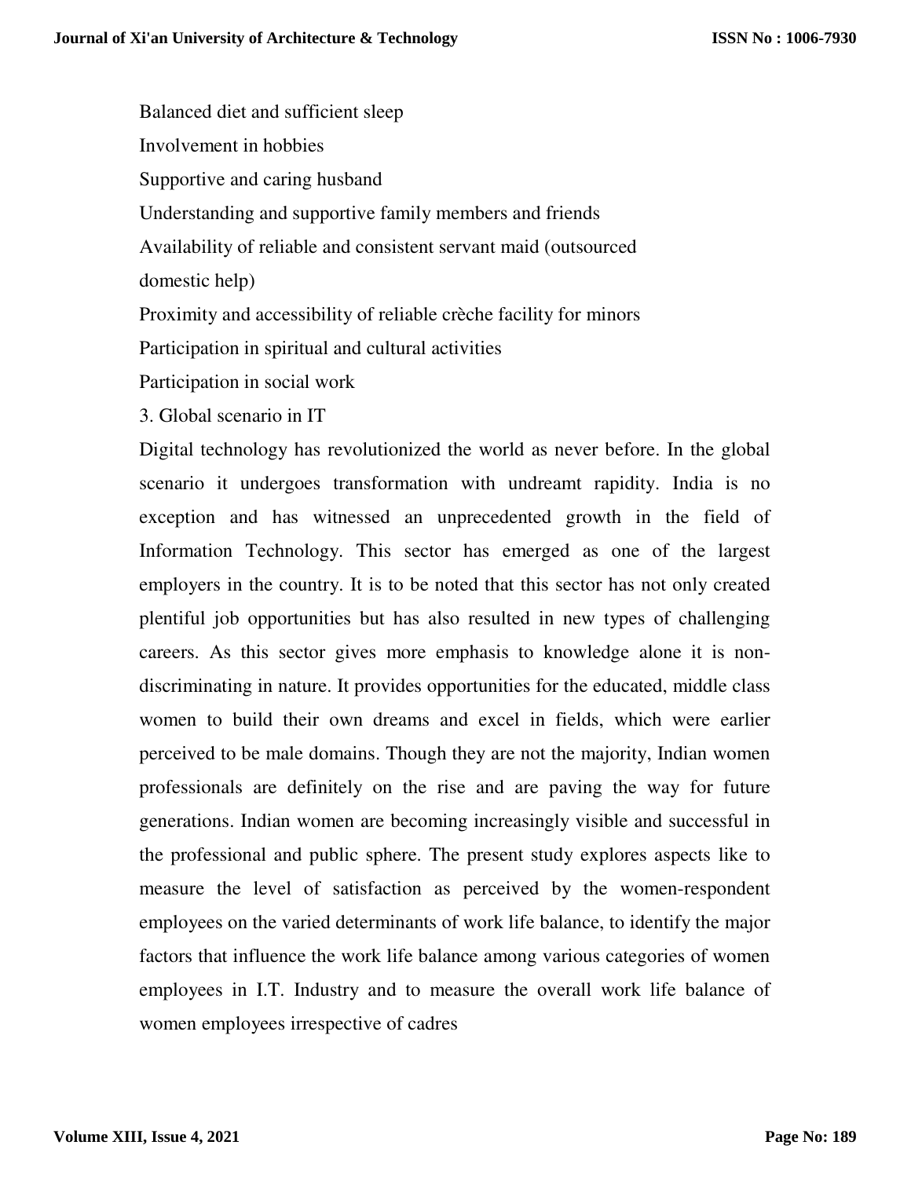Balanced diet and sufficient sleep

Involvement in hobbies

Supportive and caring husband

Understanding and supportive family members and friends

Availability of reliable and consistent servant maid (outsourced domestic help)

Proximity and accessibility of reliable crèche facility for minors

Participation in spiritual and cultural activities

Participation in social work

## 3. Global scenario in IT

Digital technology has revolutionized the world as never before. In the global scenario it undergoes transformation with undreamt rapidity. India is no exception and has witnessed an unprecedented growth in the field of Information Technology. This sector has emerged as one of the largest employers in the country. It is to be noted that this sector has not only created plentiful job opportunities but has also resulted in new types of challenging careers. As this sector gives more emphasis to knowledge alone it is non-discriminating in nature. It provides opportunities for the educated, middle class women to build their own dreams and excel in fields, which were earlier perceived to be male domains. Though they are not the majority, Indian women professionals are definitely on the rise and are paving the way for future generations. Indian women are becoming increasingly visible and successful in the professional and public sphere. The present study explores aspects like to measure the level of satisfaction as perceived by the women-respondent employees on the varied determinants of work life balance, to identify the major factors that influence the work life balance among various categories of women employees in I.T. Industry and to measure the overall work life balance of women employees irrespective of cadres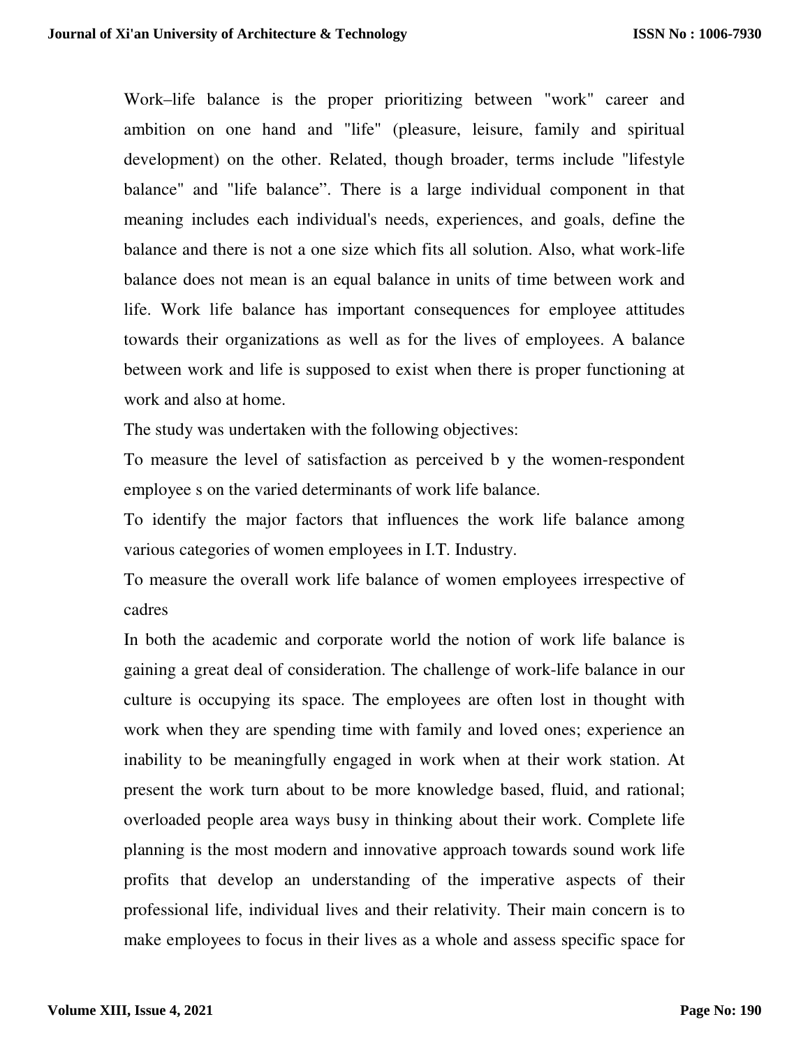Work–life balance is the proper prioritizing between "work" career and ambition on one hand and "life" (pleasure, leisure, family and spiritual development) on the other. Related, though broader, terms include "lifestyle balance" and "life balance". There is a large individual component in that meaning includes each individual's needs, experiences, and goals, define the balance and there is not a one size which fits all solution. Also, what work-life balance does not mean is an equal balance in units of time between work and life. Work life balance has important consequences for employee attitudes towards their organizations as well as for the lives of employees. A balance between work and life is supposed to exist when there is proper functioning at work and also at home.

The study was undertaken with the following objectives:

To measure the level of satisfaction as perceived b y the women-respondent employee s on the varied determinants of work life balance.

To identify the major factors that influences the work life balance among various categories of women employees in I.T. Industry.

To measure the overall work life balance of women employees irrespective of cadres

In both the academic and corporate world the notion of work life balance is gaining a great deal of consideration. The challenge of work-life balance in our culture is occupying its space. The employees are often lost in thought with work when they are spending time with family and loved ones; experience an inability to be meaningfully engaged in work when at their work station. At present the work turn about to be more knowledge based, fluid, and rational; overloaded people area ways busy in thinking about their work. Complete life planning is the most modern and innovative approach towards sound work life profits that develop an understanding of the imperative aspects of their professional life, individual lives and their relativity. Their main concern is to make employees to focus in their lives as a whole and assess specific space for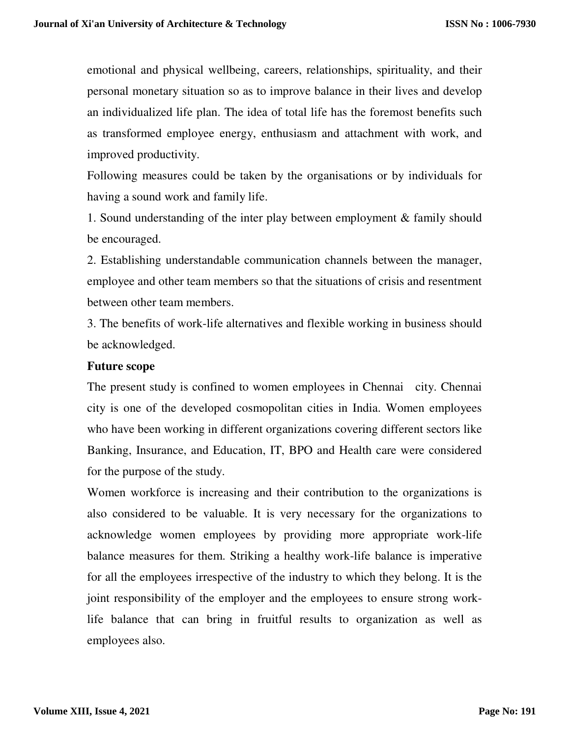emotional and physical wellbeing, careers, relationships, spirituality, and their personal monetary situation so as to improve balance in their lives and develop an individualized life plan. The idea of total life has the foremost benefits such as transformed employee energy, enthusiasm and attachment with work, and improved productivity.

Following measures could be taken by the organisations or by individuals for having a sound work and family life.

1. Sound understanding of the inter play between employment & family should be encouraged.
2. Establishing understandable communication channels between the manager, employee and other team members so that the situations of crisis and resentment between other team members.
3. The benefits of work-life alternatives and flexible working in business should be acknowledged.

## Future scope

The present study is confined to women employees in Chennai city. Chennai city is one of the developed cosmopolitan cities in India. Women employees who have been working in different organizations covering different sectors like Banking, Insurance, and Education, IT, BPO and Health care were considered for the purpose of the study.

Women workforce is increasing and their contribution to the organizations is also considered to be valuable. It is very necessary for the organizations to acknowledge women employees by providing more appropriate work-life balance measures for them. Striking a healthy work-life balance is imperative for all the employees irrespective of the industry to which they belong. It is the joint responsibility of the employer and the employees to ensure strong work-life balance that can bring in fruitful results to organization as well as employees also.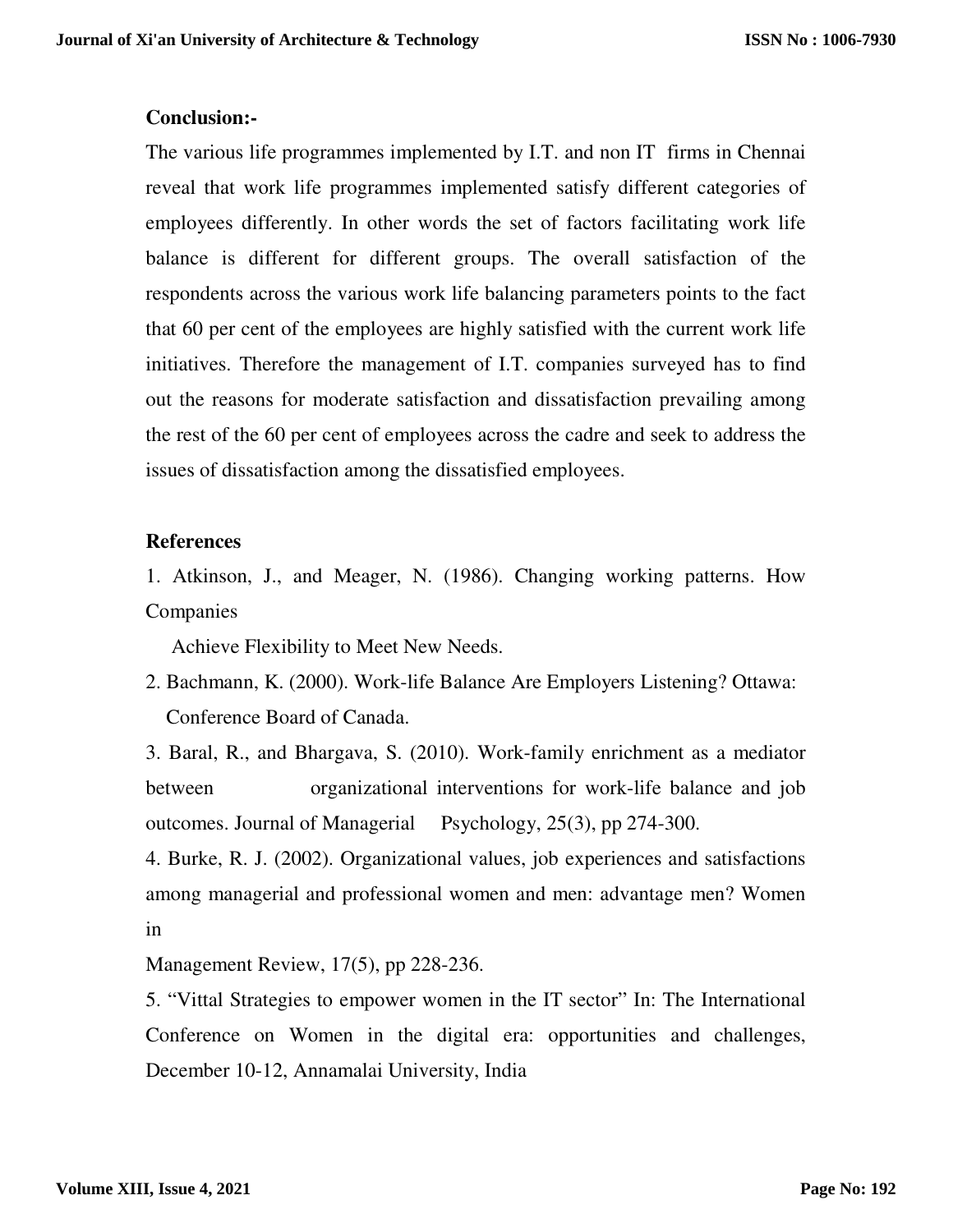## Conclusion:-

The various life programmes implemented by I.T. and non IT firms in Chennai reveal that work life programmes implemented satisfy different categories of employees differently. In other words the set of factors facilitating work life balance is different for different groups. The overall satisfaction of the respondents across the various work life balancing parameters points to the fact that 60 per cent of the employees are highly satisfied with the current work life initiatives. Therefore the management of I.T. companies surveyed has to find out the reasons for moderate satisfaction and dissatisfaction prevailing among the rest of the 60 per cent of employees across the cadre and seek to address the issues of dissatisfaction among the dissatisfied employees.

## References

1. Atkinson, J., and Meager, N. (1986). Changing working patterns. How Companies Achieve Flexibility to Meet New Needs.
2. Bachmann, K. (2000). Work-life Balance Are Employers Listening? Ottawa: Conference Board of Canada.
3. Baral, R., and Bhargava, S. (2010). Work-family enrichment as a mediator between organizational interventions for work-life balance and job outcomes. Journal of Managerial Psychology, 25(3), pp 274-300.
4. Burke, R. J. (2002). Organizational values, job experiences and satisfactions among managerial and professional women and men: advantage men? Women in Management Review, 17(5), pp 228-236.
5. "Vittal Strategies to empower women in the IT sector" In: The International Conference on Women in the digital era: opportunities and challenges, December 10-12, Annamalai University, India